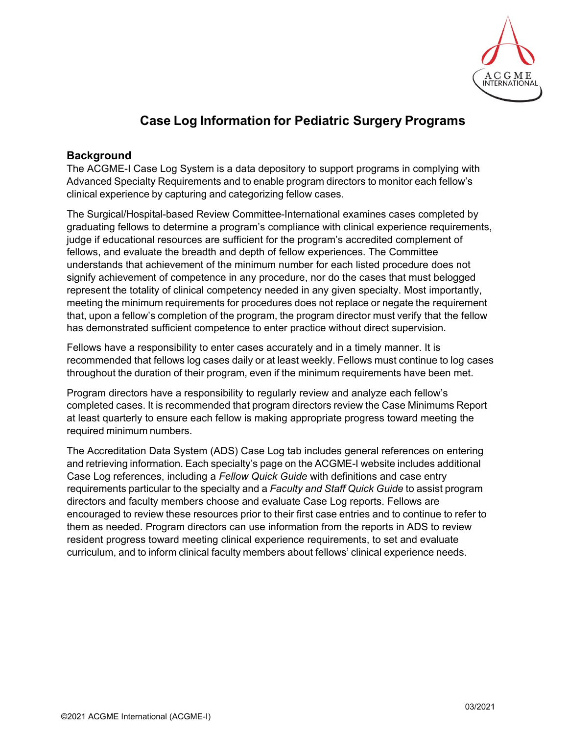# Case Log Information for Pediatric Surgery Programs

## Background

The ACGME-I Case Log System is a data depository to support programs in complying with Advanced Specialty Requirements and to enable program directors to monitor each fellow's clinical experience by capturing and categorizing fellow cases.

The Surgical/Hospital-based Review Committee-International examines cases completed by graduating fellows to determine a program's compliance with clinical experience requirements, judge if educational resources are sufficient for the program's accredited complement of fellows, and evaluate the breadth and depth of fellow experiences. The Committee understands that achievement of the minimum number for each listed procedure does not signify achievement of competence in any procedure, nor do the cases that must belogged represent the totality of clinical competency needed in any given specialty. Most importantly, meeting the minimum requirements for procedures does not replace or negate the requirement that, upon a fellow's completion of the program, the program director must verify that the fellow has demonstrated sufficient competence to enter practice without direct supervision.

Fellows have a responsibility to enter cases accurately and in a timely manner. It is recommended that fellows log cases daily or at least weekly. Fellows must continue to log cases throughout the duration of their program, even if the minimum requirements have been met.

Program directors have a responsibility to regularly review and analyze each fellow's completed cases. It is recommended that program directors review the Case Minimums Report at least quarterly to ensure each fellow is making appropriate progress toward meeting the required minimum numbers.

The Accreditation Data System (ADS) Case Log tab includes general references on entering and retrieving information. Each specialty's page on the ACGME-I website includes additional Case Log references, including a *Fellow Quick Guide* with definitions and case entry requirements particular to the specialty and a *Faculty and Staff Quick Guide* to assist program directors and faculty members choose and evaluate Case Log reports. Fellows are encouraged to review these resources prior to their first case entries and to continue to refer to them as needed. Program directors can use information from the reports in ADS to review resident progress toward meeting clinical experience requirements, to set and evaluate curriculum, and to inform clinical faculty members about fellows' clinical experience needs.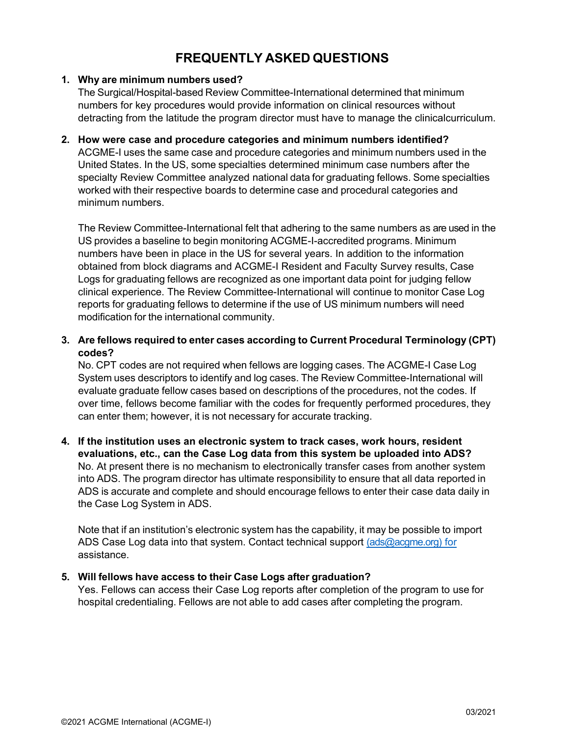# FREQUENTLY ASKED QUESTIONS

1. **Why are minimum numbers used?**
   The Surgical/Hospital-based Review Committee-International determined that minimum numbers for key procedures would provide information on clinical resources without detracting from the latitude the program director must have to manage the clinicalcurriculum.

2. **How were case and procedure categories and minimum numbers identified?**
   ACGME-I uses the same case and procedure categories and minimum numbers used in the United States. In the US, some specialties determined minimum case numbers after the specialty Review Committee analyzed national data for graduating fellows. Some specialties worked with their respective boards to determine case and procedural categories and minimum numbers.

   The Review Committee-International felt that adhering to the same numbers as are used in the US provides a baseline to begin monitoring ACGME-I-accredited programs. Minimum numbers have been in place in the US for several years. In addition to the information obtained from block diagrams and ACGME-I Resident and Faculty Survey results, Case Logs for graduating fellows are recognized as one important data point for judging fellow clinical experience. The Review Committee-International will continue to monitor Case Log reports for graduating fellows to determine if the use of US minimum numbers will need modification for the international community.

3. **Are fellows required to enter cases according to Current Procedural Terminology (CPT) codes?**
   No. CPT codes are not required when fellows are logging cases. The ACGME-I Case Log System uses descriptors to identify and log cases. The Review Committee-International will evaluate graduate fellow cases based on descriptions of the procedures, not the codes. If over time, fellows become familiar with the codes for frequently performed procedures, they can enter them; however, it is not necessary for accurate tracking.

4. **If the institution uses an electronic system to track cases, work hours, resident evaluations, etc., can the Case Log data from this system be uploaded into ADS?**
   No. At present there is no mechanism to electronically transfer cases from another system into ADS. The program director has ultimate responsibility to ensure that all data reported in ADS is accurate and complete and should encourage fellows to enter their case data daily in the Case Log System in ADS.

   Note that if an institution's electronic system has the capability, it may be possible to import ADS Case Log data into that system. Contact technical support (ads@acgme.org) for assistance.

5. **Will fellows have access to their Case Logs after graduation?**
   Yes. Fellows can access their Case Log reports after completion of the program to use for hospital credentialing. Fellows are not able to add cases after completing the program.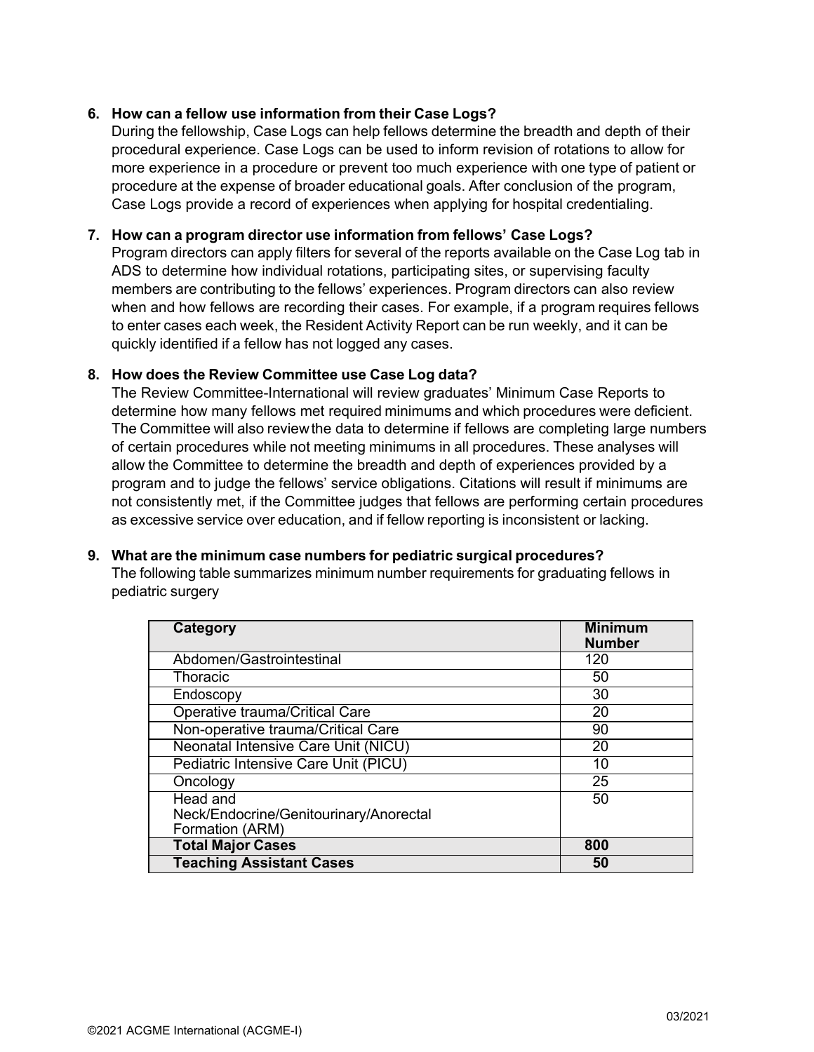6. **How can a fellow use information from their Case Logs?**
During the fellowship, Case Logs can help fellows determine the breadth and depth of their procedural experience. Case Logs can be used to inform revision of rotations to allow for more experience in a procedure or prevent too much experience with one type of patient or procedure at the expense of broader educational goals. After conclusion of the program, Case Logs provide a record of experiences when applying for hospital credentialing.

7. **How can a program director use information from fellows' Case Logs?**
Program directors can apply filters for several of the reports available on the Case Log tab in ADS to determine how individual rotations, participating sites, or supervising faculty members are contributing to the fellows' experiences. Program directors can also review when and how fellows are recording their cases. For example, if a program requires fellows to enter cases each week, the Resident Activity Report can be run weekly, and it can be quickly identified if a fellow has not logged any cases.

8. **How does the Review Committee use Case Log data?**
The Review Committee-International will review graduates' Minimum Case Reports to determine how many fellows met required minimums and which procedures were deficient. The Committee will also review the data to determine if fellows are completing large numbers of certain procedures while not meeting minimums in all procedures. These analyses will allow the Committee to determine the breadth and depth of experiences provided by a program and to judge the fellows' service obligations. Citations will result if minimums are not consistently met, if the Committee judges that fellows are performing certain procedures as excessive service over education, and if fellow reporting is inconsistent or lacking.

9. **What are the minimum case numbers for pediatric surgical procedures?**
The following table summarizes minimum number requirements for graduating fellows in pediatric surgery

| **Category** | **Minimum Number** |
|---|---|
| Abdomen/Gastrointestinal | 120 |
| Thoracic | 50 |
| Endoscopy | 30 |
| Operative trauma/Critical Care | 20 |
| Non-operative trauma/Critical Care | 90 |
| Neonatal Intensive Care Unit (NICU) | 20 |
| Pediatric Intensive Care Unit (PICU) | 10 |
| Oncology | 25 |
| Head and Neck/Endocrine/Genitourinary/Anorectal Formation (ARM) | 50 |
| **Total Major Cases** | **800** |
| **Teaching Assistant Cases** | **50** |

03/2021

©2021 ACGME International (ACGME-I)